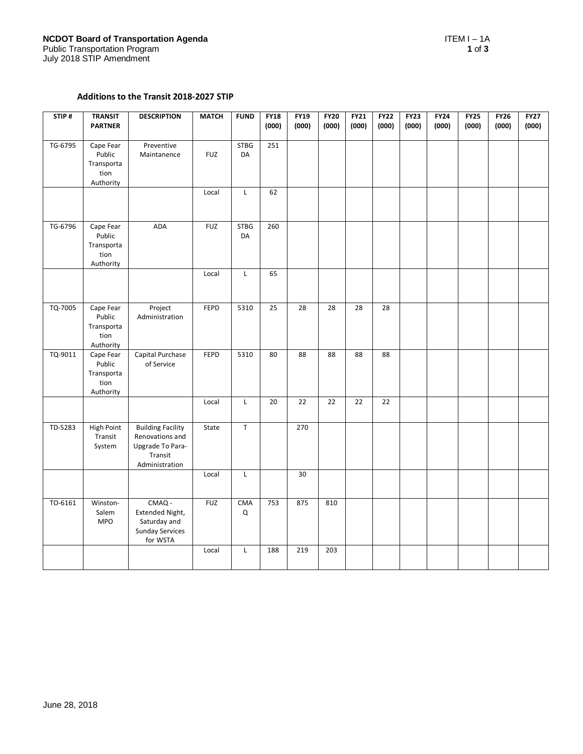**NCDOT Board of Transportation Agenda**
Public Transportation Program
July 2018 STIP Amendment

ITEM I – 1A

### Additions to the Transit 2018-2027 STIP

| STIP # | TRANSIT PARTNER | DESCRIPTION | MATCH | FUND | FY18 (000) | FY19 (000) | FY20 (000) | FY21 (000) | FY22 (000) | FY23 (000) | FY24 (000) | FY25 (000) | FY26 (000) | FY27 (000) |
|---|---|---|---|---|---|---|---|---|---|---|---|---|---|---|
| TG-6795 | Cape Fear Public Transportation Authority | Preventive Maintanence | FUZ | STBG DA | 251 | | | | | | | | | |
| | | | Local | L | 62 | | | | | | | | | |
| TG-6796 | Cape Fear Public Transportation Authority | ADA | FUZ | STBG DA | 260 | | | | | | | | | |
| | | | Local | L | 65 | | | | | | | | | |
| TQ-7005 | Cape Fear Public Transportation Authority | Project Administration | FEPD | 5310 | 25 | 28 | 28 | 28 | 28 | | | | | |
| TQ-9011 | Cape Fear Public Transportation Authority | Capital Purchase of Service | FEPD | 5310 | 80 | 88 | 88 | 88 | 88 | | | | | |
| | | | Local | L | 20 | 22 | 22 | 22 | 22 | | | | | |
| TD-5283 | High Point Transit System | Building Facility Renovations and Upgrade To Para-Transit Administration | State | T | | 270 | | | | | | | | |
| | | | Local | L | | 30 | | | | | | | | |
| TO-6161 | Winston-Salem MPO | CMAQ - Extended Night, Saturday and Sunday Services for WSTA | FUZ | CMAQ | 753 | 875 | 810 | | | | | | | |
| | | | Local | L | 188 | 219 | 203 | | | | | | | |

June 28, 2018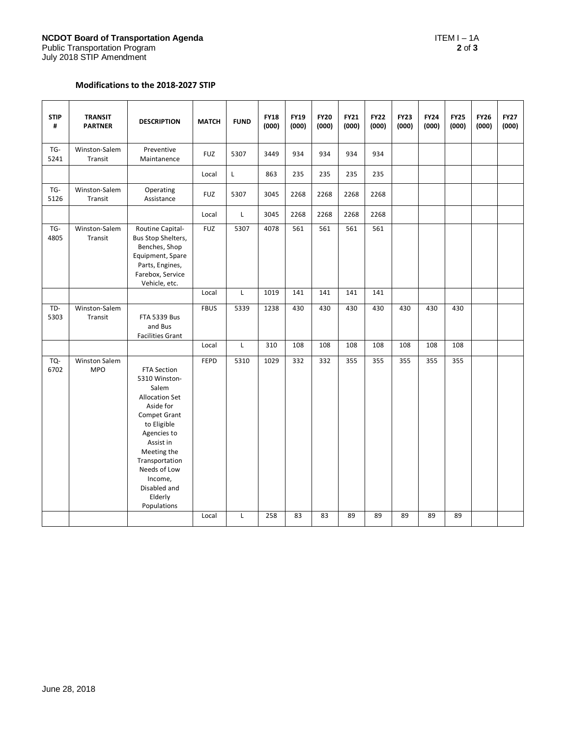## Modifications to the 2018-2027 STIP

| STIP # | TRANSIT PARTNER | DESCRIPTION | MATCH | FUND | FY18 (000) | FY19 (000) | FY20 (000) | FY21 (000) | FY22 (000) | FY23 (000) | FY24 (000) | FY25 (000) | FY26 (000) | FY27 (000) |
|---|---|---|---|---|---|---|---|---|---|---|---|---|---|---|
| TG-5241 | Winston-Salem Transit | Preventive Maintanence | FUZ | 5307 | 3449 | 934 | 934 | 934 | 934 | | | | | |
| | | | Local | L | 863 | 235 | 235 | 235 | 235 | | | | | |
| TG-5126 | Winston-Salem Transit | Operating Assistance | FUZ | 5307 | 3045 | 2268 | 2268 | 2268 | 2268 | | | | | |
| | | | Local | L | 3045 | 2268 | 2268 | 2268 | 2268 | | | | | |
| TG-4805 | Winston-Salem Transit | Routine Capital-Bus Stop Shelters, Benches, Shop Equipment, Spare Parts, Engines, Farebox, Service Vehicle, etc. | FUZ | 5307 | 4078 | 561 | 561 | 561 | 561 | | | | | |
| | | | Local | L | 1019 | 141 | 141 | 141 | 141 | | | | | |
| TD-5303 | Winston-Salem Transit | FTA 5339 Bus and Bus Facilities Grant | FBUS | 5339 | 1238 | 430 | 430 | 430 | 430 | 430 | 430 | 430 | | |
| | | | Local | L | 310 | 108 | 108 | 108 | 108 | 108 | 108 | 108 | | |
| TQ-6702 | Winston Salem MPO | FTA Section 5310 Winston-Salem Allocation Set Aside for Compet Grant to Eligible Agencies to Assist in Meeting the Transportation Needs of Low Income, Disabled and Elderly Populations | FEPD | 5310 | 1029 | 332 | 332 | 355 | 355 | 355 | 355 | 355 | | |
| | | | Local | L | 258 | 83 | 83 | 89 | 89 | 89 | 89 | 89 | | |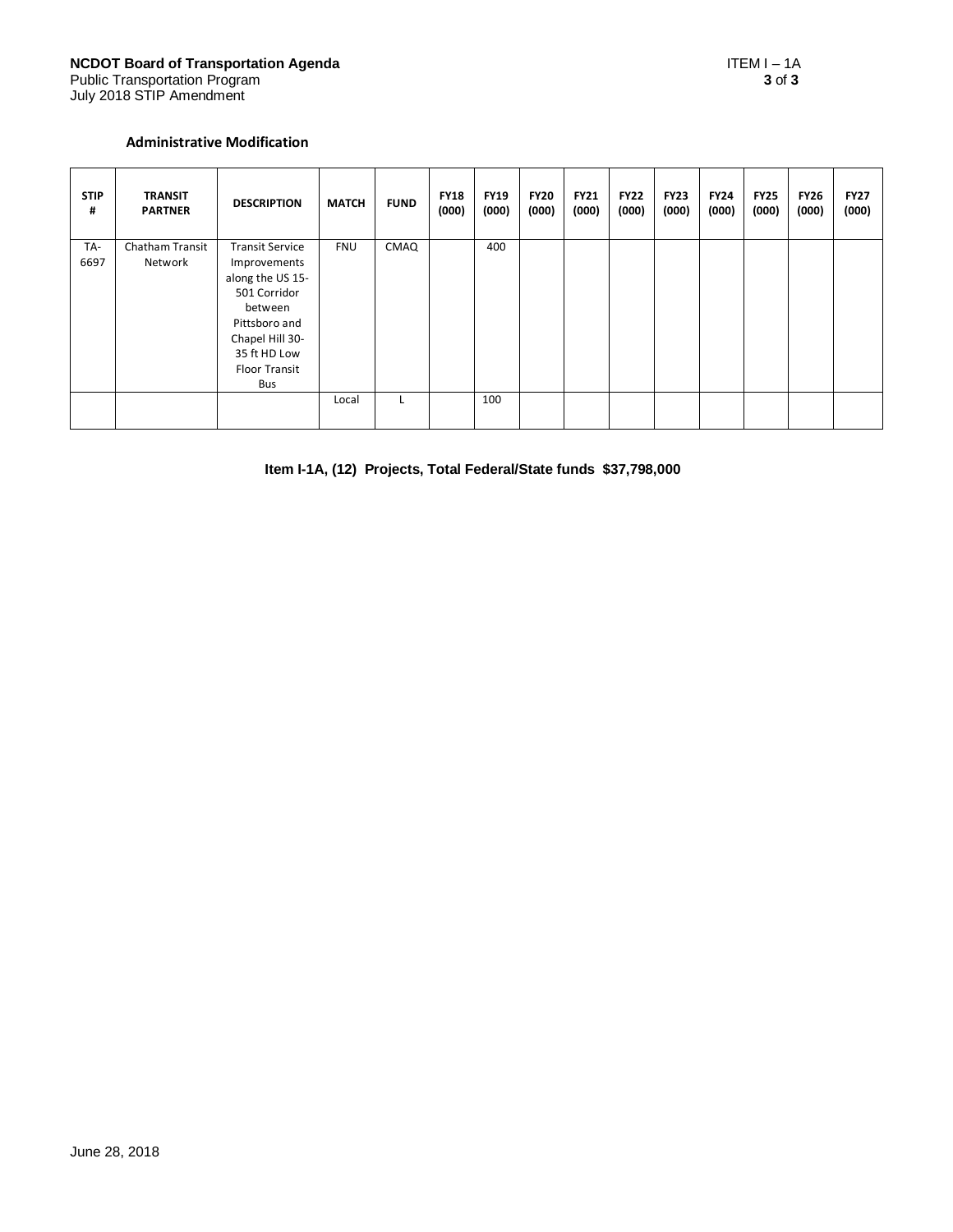**NCDOT Board of Transportation Agenda**
Public Transportation Program
July 2018 STIP Amendment

ITEM I – 1A

### Administrative Modification

| STIP # | TRANSIT PARTNER | DESCRIPTION | MATCH | FUND | FY18 (000) | FY19 (000) | FY20 (000) | FY21 (000) | FY22 (000) | FY23 (000) | FY24 (000) | FY25 (000) | FY26 (000) | FY27 (000) |
|---|---|---|---|---|---|---|---|---|---|---|---|---|---|---|
| TA-6697 | Chatham Transit Network | Transit Service Improvements along the US 15-501 Corridor between Pittsboro and Chapel Hill 30-35 ft HD Low Floor Transit Bus | FNU | CMAQ | | 400 | | | | | | | | |
| | | | Local | L | | 100 | | | | | | | | |

**Item I-1A, (12) Projects, Total Federal/State funds $37,798,000**

June 28, 2018